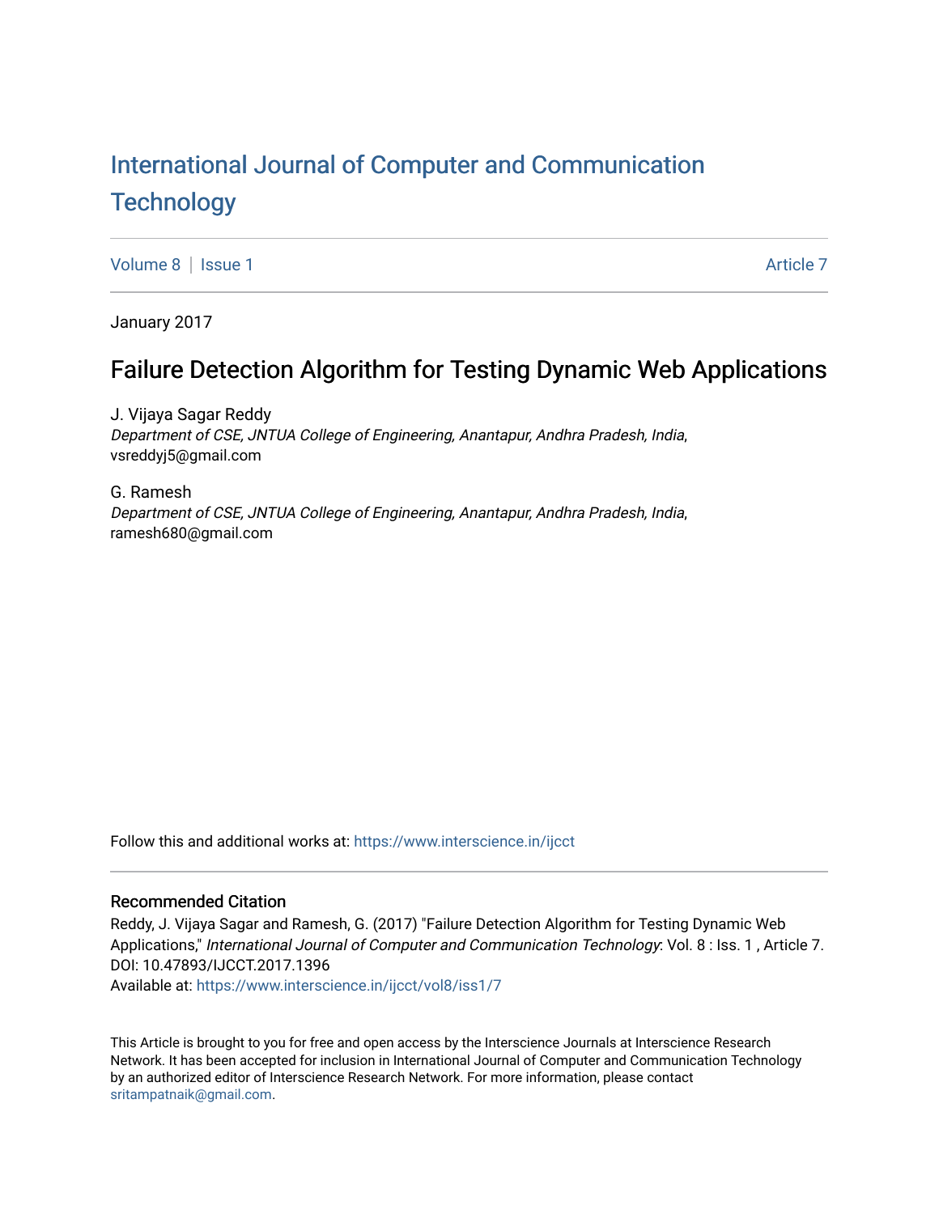# International Journal of Computer and Communication Technology

Volume 8 | Issue 1 Article 7

January 2017

## Failure Detection Algorithm for Testing Dynamic Web Applications

J. Vijaya Sagar Reddy
*Department of CSE, JNTUA College of Engineering, Anantapur, Andhra Pradesh, India*, vsreddyj5@gmail.com

G. Ramesh
*Department of CSE, JNTUA College of Engineering, Anantapur, Andhra Pradesh, India*, ramesh680@gmail.com

Follow this and additional works at: https://www.interscience.in/ijcct

### Recommended Citation

Reddy, J. Vijaya Sagar and Ramesh, G. (2017) "Failure Detection Algorithm for Testing Dynamic Web Applications," *International Journal of Computer and Communication Technology*: Vol. 8 : Iss. 1 , Article 7.
DOI: 10.47893/IJCCT.2017.1396
Available at: https://www.interscience.in/ijcct/vol8/iss1/7

This Article is brought to you for free and open access by the Interscience Journals at Interscience Research Network. It has been accepted for inclusion in International Journal of Computer and Communication Technology by an authorized editor of Interscience Research Network. For more information, please contact sritampatnaik@gmail.com.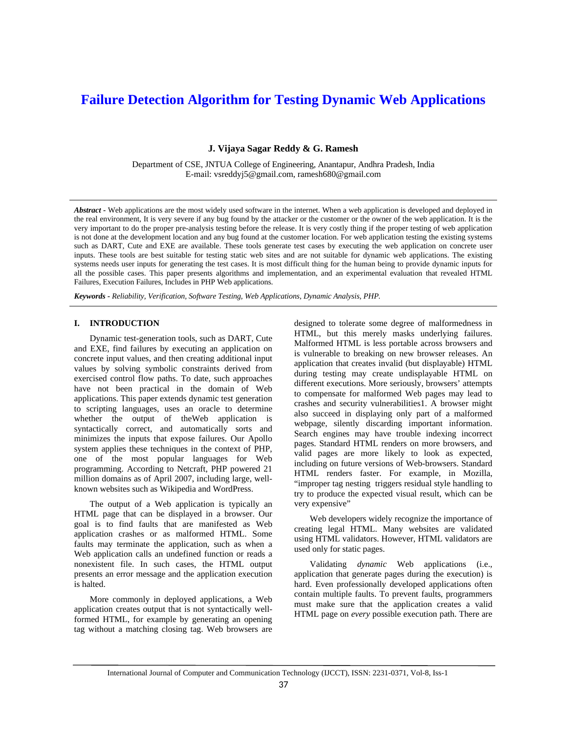# Failure Detection Algorithm for Testing Dynamic Web Applications

**J. Vijaya Sagar Reddy & G. Ramesh**

Department of CSE, JNTUA College of Engineering, Anantapur, Andhra Pradesh, India
E-mail: vsreddyj5@gmail.com, ramesh680@gmail.com

***Abstract*** **-** Web applications are the most widely used software in the internet. When a web application is developed and deployed in the real environment, It is very severe if any bug found by the attacker or the customer or the owner of the web application. It is the very important to do the proper pre-analysis testing before the release. It is very costly thing if the proper testing of web application is not done at the development location and any bug found at the customer location. For web application testing the existing systems such as DART, Cute and EXE are available. These tools generate test cases by executing the web application on concrete user inputs. These tools are best suitable for testing static web sites and are not suitable for dynamic web applications. The existing systems needs user inputs for generating the test cases. It is most difficult thing for the human being to provide dynamic inputs for all the possible cases. This paper presents algorithms and implementation, and an experimental evaluation that revealed HTML Failures, Execution Failures, Includes in PHP Web applications.

***Keywords -*** *Reliability, Verification, Software Testing, Web Applications, Dynamic Analysis, PHP.*

## I. INTRODUCTION

Dynamic test-generation tools, such as DART, Cute and EXE, find failures by executing an application on concrete input values, and then creating additional input values by solving symbolic constraints derived from exercised control flow paths. To date, such approaches have not been practical in the domain of Web applications. This paper extends dynamic test generation to scripting languages, uses an oracle to determine whether the output of theWeb application is syntactically correct, and automatically sorts and minimizes the inputs that expose failures. Our Apollo system applies these techniques in the context of PHP, one of the most popular languages for Web programming. According to Netcraft, PHP powered 21 million domains as of April 2007, including large, well-known websites such as Wikipedia and WordPress.

The output of a Web application is typically an HTML page that can be displayed in a browser. Our goal is to find faults that are manifested as Web application crashes or as malformed HTML. Some faults may terminate the application, such as when a Web application calls an undefined function or reads a nonexistent file. In such cases, the HTML output presents an error message and the application execution is halted.

More commonly in deployed applications, a Web application creates output that is not syntactically well-formed HTML, for example by generating an opening tag without a matching closing tag. Web browsers are designed to tolerate some degree of malformedness in HTML, but this merely masks underlying failures. Malformed HTML is less portable across browsers and is vulnerable to breaking on new browser releases. An application that creates invalid (but displayable) HTML during testing may create undisplayable HTML on different executions. More seriously, browsers' attempts to compensate for malformed Web pages may lead to crashes and security vulnerabilities1. A browser might also succeed in displaying only part of a malformed webpage, silently discarding important information. Search engines may have trouble indexing incorrect pages. Standard HTML renders on more browsers, and valid pages are more likely to look as expected, including on future versions of Web-browsers. Standard HTML renders faster. For example, in Mozilla, "improper tag nesting triggers residual style handling to try to produce the expected visual result, which can be very expensive"

Web developers widely recognize the importance of creating legal HTML. Many websites are validated using HTML validators. However, HTML validators are used only for static pages.

Validating *dynamic* Web applications (i.e., application that generate pages during the execution) is hard. Even professionally developed applications often contain multiple faults. To prevent faults, programmers must make sure that the application creates a valid HTML page on *every* possible execution path. There are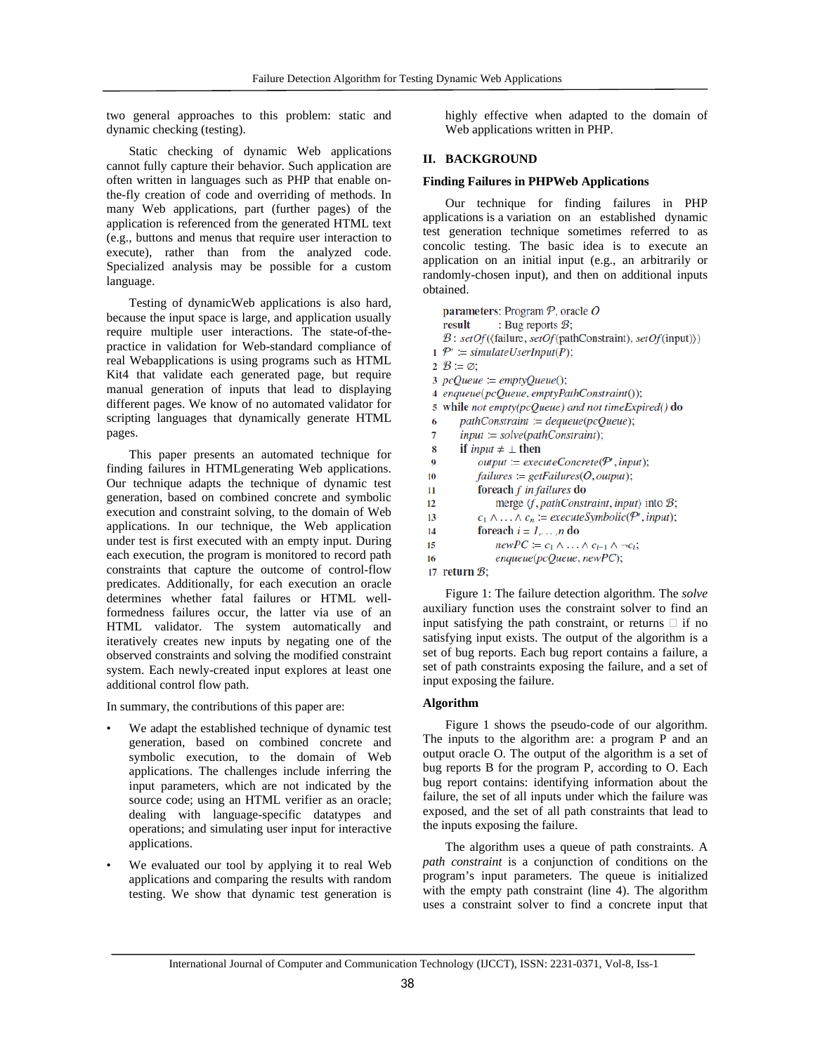two general approaches to this problem: static and dynamic checking (testing).

Static checking of dynamic Web applications cannot fully capture their behavior. Such application are often written in languages such as PHP that enable on-the-fly creation of code and overriding of methods. In many Web applications, part (further pages) of the application is referenced from the generated HTML text (e.g., buttons and menus that require user interaction to execute), rather than from the analyzed code. Specialized analysis may be possible for a custom language.

Testing of dynamicWeb applications is also hard, because the input space is large, and application usually require multiple user interactions. The state-of-the-practice in validation for Web-standard compliance of real Webapplications is using programs such as HTML Kit4 that validate each generated page, but require manual generation of inputs that lead to displaying different pages. We know of no automated validator for scripting languages that dynamically generate HTML pages.

This paper presents an automated technique for finding failures in HTMLgenerating Web applications. Our technique adapts the technique of dynamic test generation, based on combined concrete and symbolic execution and constraint solving, to the domain of Web applications. In our technique, the Web application under test is first executed with an empty input. During each execution, the program is monitored to record path constraints that capture the outcome of control-flow predicates. Additionally, for each execution an oracle determines whether fatal failures or HTML well-formedness failures occur, the latter via use of an HTML validator. The system automatically and iteratively creates new inputs by negating one of the observed constraints and solving the modified constraint system. Each newly-created input explores at least one additional control flow path.

In summary, the contributions of this paper are:

- We adapt the established technique of dynamic test generation, based on combined concrete and symbolic execution, to the domain of Web applications. The challenges include inferring the input parameters, which are not indicated by the source code; using an HTML verifier as an oracle; dealing with language-specific datatypes and operations; and simulating user input for interactive applications.
- We evaluated our tool by applying it to real Web applications and comparing the results with random testing. We show that dynamic test generation is highly effective when adapted to the domain of Web applications written in PHP.

## II. BACKGROUND

### Finding Failures in PHPWeb Applications

Our technique for finding failures in PHP applications is a variation on an established dynamic test generation technique sometimes referred to as concolic testing. The basic idea is to execute an application on an initial input (e.g., an arbitrarily or randomly-chosen input), and then on additional inputs obtained.

```
parameters: Program 𝒫, oracle O
result      : Bug reports ℬ;
   ℬ : setOf(⟨failure, setOf(pathConstraint), setOf(input)⟩)
1  𝒫' := simulateUserInput(P);
2  ℬ := ∅;
3  pcQueue := emptyQueue();
4  enqueue(pcQueue, emptyPathConstraint());
5  while not empty(pcQueue) and not timeExpired() do
6      pathConstraint := dequeue(pcQueue);
7      input := solve(pathConstraint);
8      if input ≠ ⊥ then
9          output := executeConcrete(𝒫', input);
10         failures := getFailures(O, output);
11         foreach f in failures do
12             merge ⟨f, pathConstraint, input⟩ into ℬ;
13         c1 ∧ . . . ∧ cn := executeSymbolic(𝒫', input);
14         foreach i = 1,. . . ,n do
15             newPC := c1 ∧ . . . ∧ ci−1 ∧ ¬ci;
16             enqueue(pcQueue, newPC);
17 return ℬ;
```

Figure 1: The failure detection algorithm. The *solve* auxiliary function uses the constraint solver to find an input satisfying the path constraint, or returns ⊥ if no satisfying input exists. The output of the algorithm is a set of bug reports. Each bug report contains a failure, a set of path constraints exposing the failure, and a set of input exposing the failure.

### Algorithm

Figure 1 shows the pseudo-code of our algorithm. The inputs to the algorithm are: a program P and an output oracle O. The output of the algorithm is a set of bug reports B for the program P, according to O. Each bug report contains: identifying information about the failure, the set of all inputs under which the failure was exposed, and the set of all path constraints that lead to the inputs exposing the failure.

The algorithm uses a queue of path constraints. A *path constraint* is a conjunction of conditions on the program's input parameters. The queue is initialized with the empty path constraint (line 4). The algorithm uses a constraint solver to find a concrete input that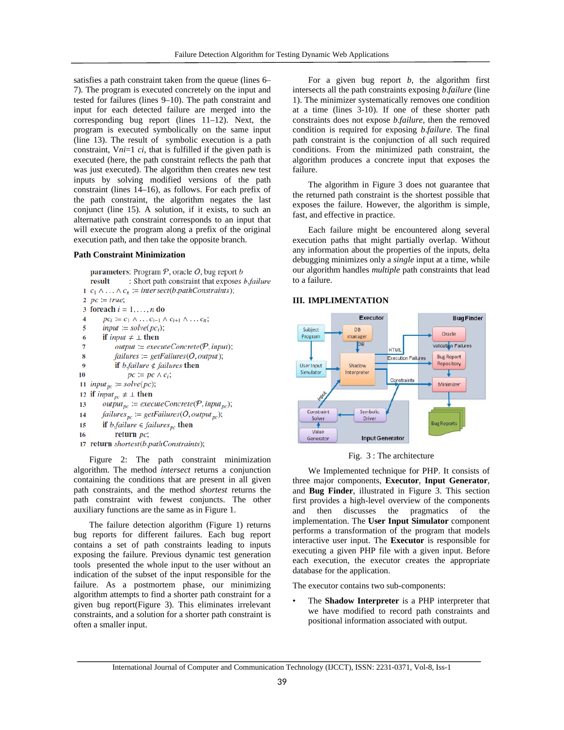satisfies a path constraint taken from the queue (lines 6–7). The program is executed concretely on the input and tested for failures (lines 9–10). The path constraint and input for each detected failure are merged into the corresponding bug report (lines 11–12). Next, the program is executed symbolically on the same input (line 13). The result of symbolic execution is a path constraint, V*ni*=1 *ci*, that is fulfilled if the given path is executed (here, the path constraint reflects the path that was just executed). The algorithm then creates new test inputs by solving modified versions of the path constraint (lines 14–16), as follows. For each prefix of the path constraint, the algorithm negates the last conjunct (line 15). A solution, if it exists, to such an alternative path constraint corresponds to an input that will execute the program along a prefix of the original execution path, and then take the opposite branch.

**Path Constraint Minimization**

```
parameters: Program P, oracle O, bug report b
result      : Short path constraint that exposes b.failure
1  c_1 ∧ ... ∧ c_n := intersect(b.pathConstraints);
2  pc := true;
3  foreach i = 1,...,n do
4      pc_i := c_1 ∧ ... c_{i-1} ∧ c_{i+1} ∧ ... c_n;
5      input := solve(pc_i);
6      if input ≠ ⊥ then
7          output := executeConcrete(P, input);
8          failures := getFailures(O, output);
9          if b.failure ∉ failures then
10             pc := pc ∧ c_i;
11 input_pc := solve(pc);
12 if input_pc ≠ ⊥ then
13     output_pc := executeConcrete(P, input_pc);
14     failures_pc := getFailures(O, output_pc);
15     if b.failure ∈ failures_pc then
16         return pc;
17 return shortest(b.pathConstraints);
```

Figure 2: The path constraint minimization algorithm. The method *intersect* returns a conjunction containing the conditions that are present in all given path constraints, and the method *shortest* returns the path constraint with fewest conjuncts. The other auxiliary functions are the same as in Figure 1.

The failure detection algorithm (Figure 1) returns bug reports for different failures. Each bug report contains a set of path constraints leading to inputs exposing the failure. Previous dynamic test generation tools presented the whole input to the user without an indication of the subset of the input responsible for the failure. As a postmortem phase, our minimizing algorithm attempts to find a shorter path constraint for a given bug report(Figure 3). This eliminates irrelevant constraints, and a solution for a shorter path constraint is often a smaller input.

For a given bug report *b*, the algorithm first intersects all the path constraints exposing *b.failure* (line 1). The minimizer systematically removes one condition at a time (lines 3-10). If one of these shorter path constraints does not expose *b.failure*, then the removed condition is required for exposing *b.failure*. The final path constraint is the conjunction of all such required conditions. From the minimized path constraint, the algorithm produces a concrete input that exposes the failure.

The algorithm in Figure 3 does not guarantee that the returned path constraint is the shortest possible that exposes the failure. However, the algorithm is simple, fast, and effective in practice.

Each failure might be encountered along several execution paths that might partially overlap. Without any information about the properties of the inputs, delta debugging minimizes only a *single* input at a time, while our algorithm handles *multiple* path constraints that lead to a failure.

## III. IMPLIMENTATION

Fig. 3 : The architecture

We Implemented technique for PHP. It consists of three major components, **Executor**, **Input Generator**, and **Bug Finder**, illustrated in Figure 3. This section first provides a high-level overview of the components and then discusses the pragmatics of the implementation. The **User Input Simulator** component performs a transformation of the program that models interactive user input. The **Executor** is responsible for executing a given PHP file with a given input. Before each execution, the executor creates the appropriate database for the application.

The executor contains two sub-components:

- The **Shadow Interpreter** is a PHP interpreter that we have modified to record path constraints and positional information associated with output.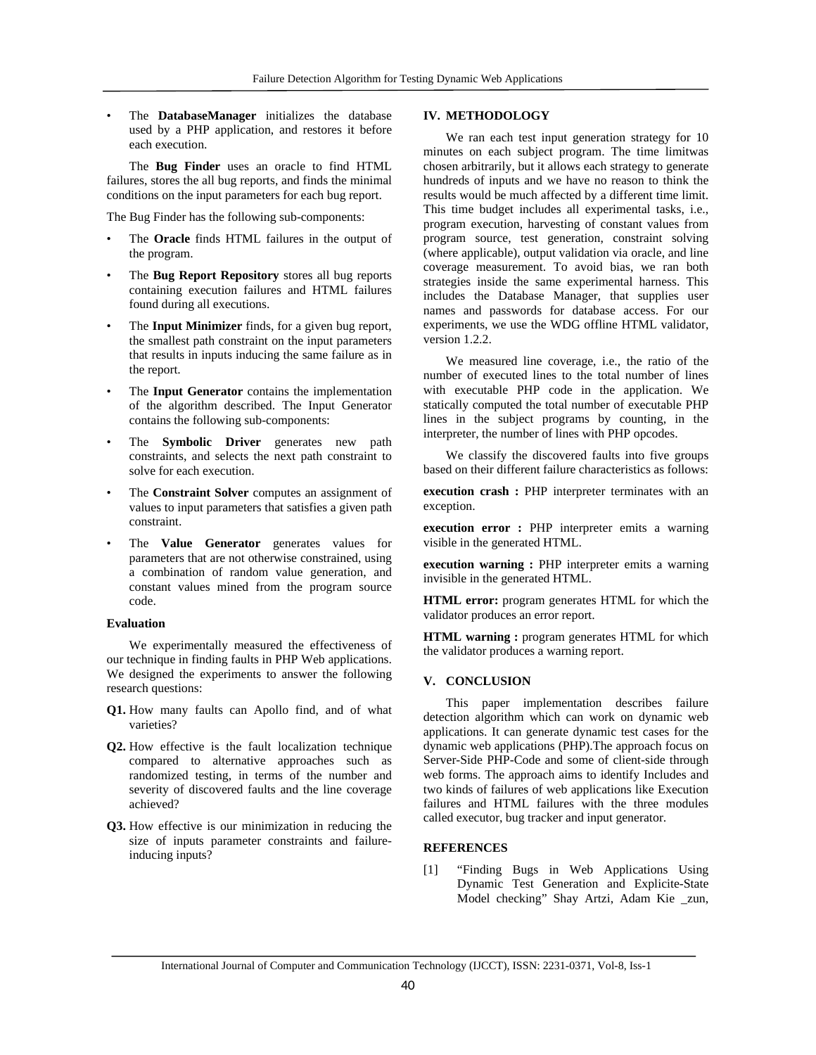- The **DatabaseManager** initializes the database used by a PHP application, and restores it before each execution.

The **Bug Finder** uses an oracle to find HTML failures, stores the all bug reports, and finds the minimal conditions on the input parameters for each bug report.

The Bug Finder has the following sub-components:

- The **Oracle** finds HTML failures in the output of the program.
- The **Bug Report Repository** stores all bug reports containing execution failures and HTML failures found during all executions.
- The **Input Minimizer** finds, for a given bug report, the smallest path constraint on the input parameters that results in inputs inducing the same failure as in the report.
- The **Input Generator** contains the implementation of the algorithm described. The Input Generator contains the following sub-components:
- The **Symbolic Driver** generates new path constraints, and selects the next path constraint to solve for each execution.
- The **Constraint Solver** computes an assignment of values to input parameters that satisfies a given path constraint.
- The **Value Generator** generates values for parameters that are not otherwise constrained, using a combination of random value generation, and constant values mined from the program source code.

### Evaluation

We experimentally measured the effectiveness of our technique in finding faults in PHP Web applications. We designed the experiments to answer the following research questions:

**Q1.** How many faults can Apollo find, and of what varieties?

**Q2.** How effective is the fault localization technique compared to alternative approaches such as randomized testing, in terms of the number and severity of discovered faults and the line coverage achieved?

**Q3.** How effective is our minimization in reducing the size of inputs parameter constraints and failure-inducing inputs?

## IV. METHODOLOGY

We ran each test input generation strategy for 10 minutes on each subject program. The time limitwas chosen arbitrarily, but it allows each strategy to generate hundreds of inputs and we have no reason to think the results would be much affected by a different time limit. This time budget includes all experimental tasks, i.e., program execution, harvesting of constant values from program source, test generation, constraint solving (where applicable), output validation via oracle, and line coverage measurement. To avoid bias, we ran both strategies inside the same experimental harness. This includes the Database Manager, that supplies user names and passwords for database access. For our experiments, we use the WDG offline HTML validator, version 1.2.2.

We measured line coverage, i.e., the ratio of the number of executed lines to the total number of lines with executable PHP code in the application. We statically computed the total number of executable PHP lines in the subject programs by counting, in the interpreter, the number of lines with PHP opcodes.

We classify the discovered faults into five groups based on their different failure characteristics as follows:

**execution crash :** PHP interpreter terminates with an exception.

**execution error :** PHP interpreter emits a warning visible in the generated HTML.

**execution warning :** PHP interpreter emits a warning invisible in the generated HTML.

**HTML error:** program generates HTML for which the validator produces an error report.

**HTML warning :** program generates HTML for which the validator produces a warning report.

## V. CONCLUSION

This paper implementation describes failure detection algorithm which can work on dynamic web applications. It can generate dynamic test cases for the dynamic web applications (PHP).The approach focus on Server-Side PHP-Code and some of client-side through web forms. The approach aims to identify Includes and two kinds of failures of web applications like Execution failures and HTML failures with the three modules called executor, bug tracker and input generator.

## REFERENCES

[1] "Finding Bugs in Web Applications Using Dynamic Test Generation and Explicite-State Model checking" Shay Artzi, Adam Kie _zun,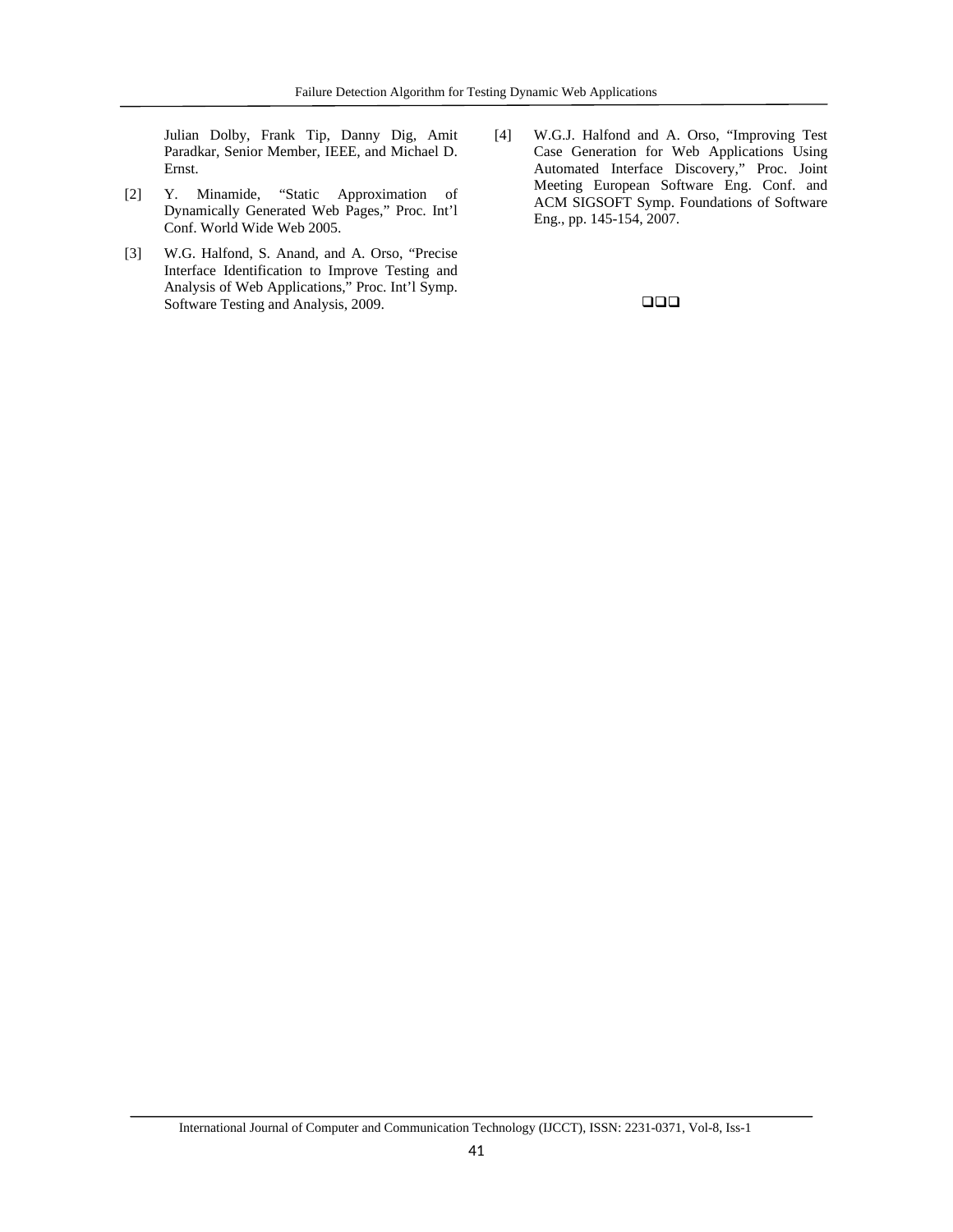Julian Dolby, Frank Tip, Danny Dig, Amit Paradkar, Senior Member, IEEE, and Michael D. Ernst.

[2] Y. Minamide, "Static Approximation of Dynamically Generated Web Pages," Proc. Int'l Conf. World Wide Web 2005.

[3] W.G. Halfond, S. Anand, and A. Orso, "Precise Interface Identification to Improve Testing and Analysis of Web Applications," Proc. Int'l Symp. Software Testing and Analysis, 2009.

[4] W.G.J. Halfond and A. Orso, "Improving Test Case Generation for Web Applications Using Automated Interface Discovery," Proc. Joint Meeting European Software Eng. Conf. and ACM SIGSOFT Symp. Foundations of Software Eng., pp. 145-154, 2007.

❑❑❑